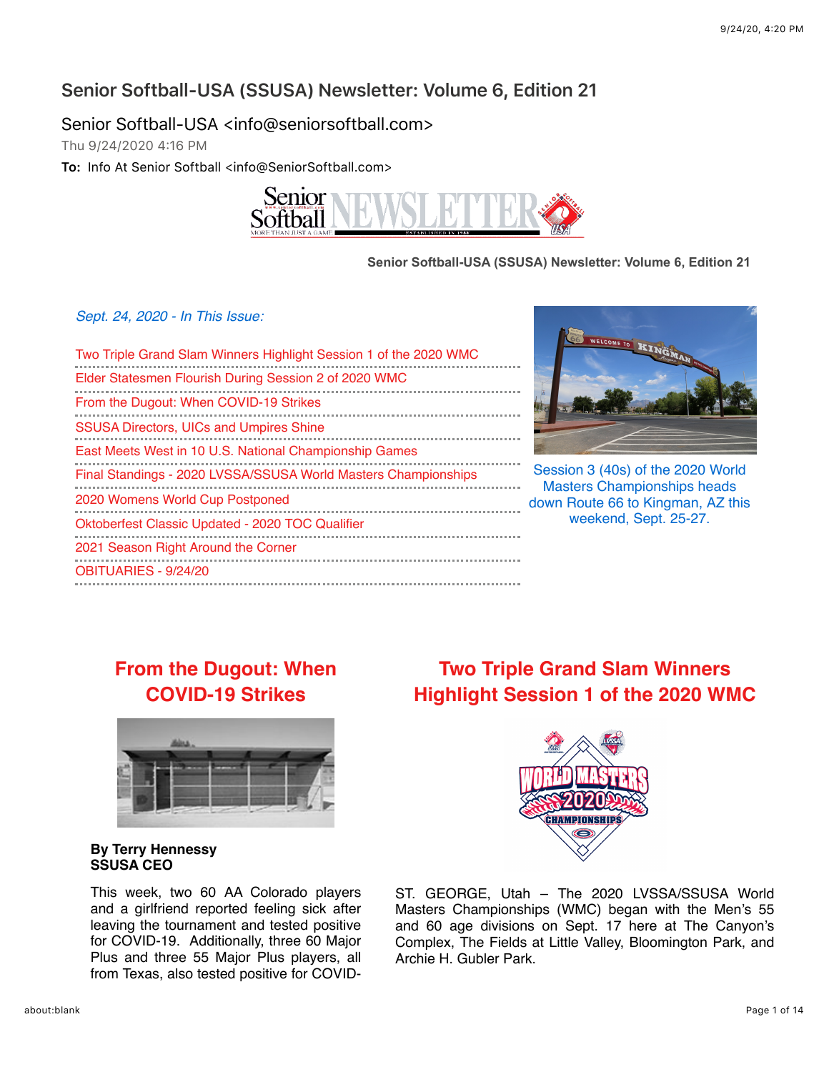# Senior Softball-USA (SSUSA) Newsletter: Volume 6, Edition 21

Senior Softball-USA <info@seniorsoftball.com>
Thu 9/24/2020 4:16 PM
**To:** Info At Senior Softball <info@SeniorSoftball.com>

**Senior Softball-USA (SSUSA) Newsletter: Volume 6, Edition 21**

*Sept. 24, 2020 - In This Issue:*

- Two Triple Grand Slam Winners Highlight Session 1 of the 2020 WMC
- Elder Statesmen Flourish During Session 2 of 2020 WMC
- From the Dugout: When COVID-19 Strikes
- SSUSA Directors, UICs and Umpires Shine
- East Meets West in 10 U.S. National Championship Games
- Final Standings - 2020 LVSSA/SSUSA World Masters Championships
- 2020 Womens World Cup Postponed
- Oktoberfest Classic Updated - 2020 TOC Qualifier
- 2021 Season Right Around the Corner
- OBITUARIES - 9/24/20

Session 3 (40s) of the 2020 World Masters Championships heads down Route 66 to Kingman, AZ this weekend, Sept. 25-27.

## From the Dugout: When COVID-19 Strikes

**By Terry Hennessy**
**SSUSA CEO**

This week, two 60 AA Colorado players and a girlfriend reported feeling sick after leaving the tournament and tested positive for COVID-19. Additionally, three 60 Major Plus and three 55 Major Plus players, all from Texas, also tested positive for COVID-

## Two Triple Grand Slam Winners Highlight Session 1 of the 2020 WMC

ST. GEORGE, Utah – The 2020 LVSSA/SSUSA World Masters Championships (WMC) began with the Men's 55 and 60 age divisions on Sept. 17 here at The Canyon's Complex, The Fields at Little Valley, Bloomington Park, and Archie H. Gubler Park.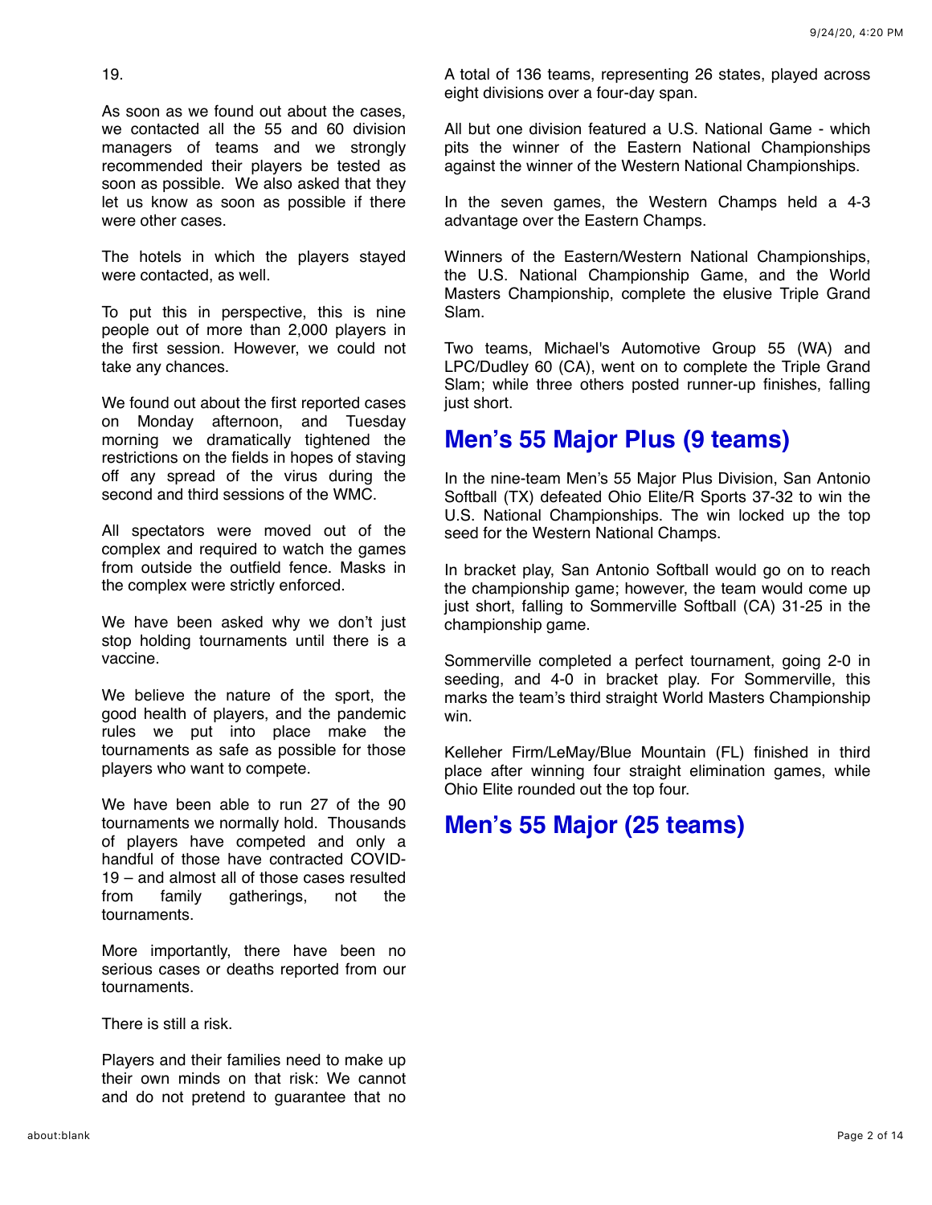19.

As soon as we found out about the cases, we contacted all the 55 and 60 division managers of teams and we strongly recommended their players be tested as soon as possible. We also asked that they let us know as soon as possible if there were other cases.

The hotels in which the players stayed were contacted, as well.

To put this in perspective, this is nine people out of more than 2,000 players in the first session. However, we could not take any chances.

We found out about the first reported cases on Monday afternoon, and Tuesday morning we dramatically tightened the restrictions on the fields in hopes of staving off any spread of the virus during the second and third sessions of the WMC.

All spectators were moved out of the complex and required to watch the games from outside the outfield fence. Masks in the complex were strictly enforced.

We have been asked why we don't just stop holding tournaments until there is a vaccine.

We believe the nature of the sport, the good health of players, and the pandemic rules we put into place make the tournaments as safe as possible for those players who want to compete.

We have been able to run 27 of the 90 tournaments we normally hold. Thousands of players have competed and only a handful of those have contracted COVID-19 – and almost all of those cases resulted from family gatherings, not the tournaments.

More importantly, there have been no serious cases or deaths reported from our tournaments.

There is still a risk.

Players and their families need to make up their own minds on that risk: We cannot and do not pretend to guarantee that no

A total of 136 teams, representing 26 states, played across eight divisions over a four-day span.

All but one division featured a U.S. National Game - which pits the winner of the Eastern National Championships against the winner of the Western National Championships.

In the seven games, the Western Champs held a 4-3 advantage over the Eastern Champs.

Winners of the Eastern/Western National Championships, the U.S. National Championship Game, and the World Masters Championship, complete the elusive Triple Grand Slam.

Two teams, Michael's Automotive Group 55 (WA) and LPC/Dudley 60 (CA), went on to complete the Triple Grand Slam; while three others posted runner-up finishes, falling just short.

## Men's 55 Major Plus (9 teams)

In the nine-team Men's 55 Major Plus Division, San Antonio Softball (TX) defeated Ohio Elite/R Sports 37-32 to win the U.S. National Championships. The win locked up the top seed for the Western National Champs.

In bracket play, San Antonio Softball would go on to reach the championship game; however, the team would come up just short, falling to Sommerville Softball (CA) 31-25 in the championship game.

Sommerville completed a perfect tournament, going 2-0 in seeding, and 4-0 in bracket play. For Sommerville, this marks the team's third straight World Masters Championship win.

Kelleher Firm/LeMay/Blue Mountain (FL) finished in third place after winning four straight elimination games, while Ohio Elite rounded out the top four.

## Men's 55 Major (25 teams)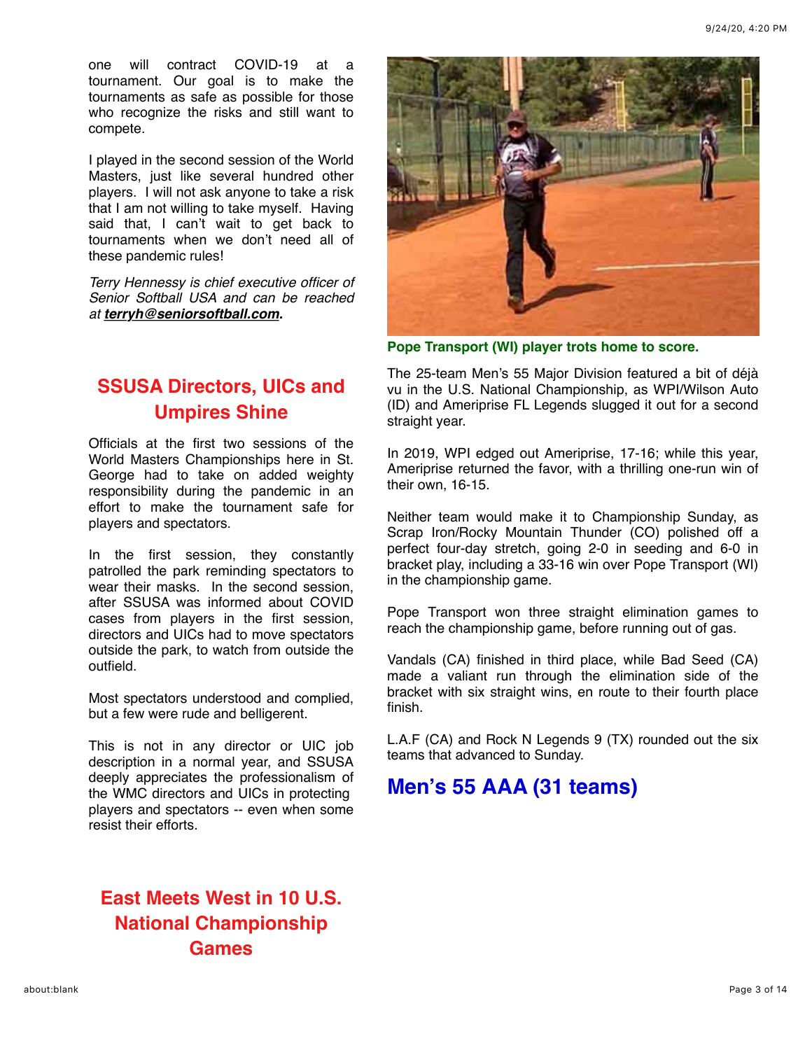one will contract COVID-19 at a tournament. Our goal is to make the tournaments as safe as possible for those who recognize the risks and still want to compete.

I played in the second session of the World Masters, just like several hundred other players. I will not ask anyone to take a risk that I am not willing to take myself. Having said that, I can't wait to get back to tournaments when we don't need all of these pandemic rules!

*Terry Hennessy is chief executive officer of Senior Softball USA and can be reached at* ***terryh@seniorsoftball.com****.*

## SSUSA Directors, UICs and Umpires Shine

Officials at the first two sessions of the World Masters Championships here in St. George had to take on added weighty responsibility during the pandemic in an effort to make the tournament safe for players and spectators.

In the first session, they constantly patrolled the park reminding spectators to wear their masks. In the second session, after SSUSA was informed about COVID cases from players in the first session, directors and UICs had to move spectators outside the park, to watch from outside the outfield.

Most spectators understood and complied, but a few were rude and belligerent.

This is not in any director or UIC job description in a normal year, and SSUSA deeply appreciates the professionalism of the WMC directors and UICs in protecting players and spectators -- even when some resist their efforts.

## East Meets West in 10 U.S. National Championship Games

**Pope Transport (WI) player trots home to score.**

The 25-team Men's 55 Major Division featured a bit of déjà vu in the U.S. National Championship, as WPI/Wilson Auto (ID) and Ameriprise FL Legends slugged it out for a second straight year.

In 2019, WPI edged out Ameriprise, 17-16; while this year, Ameriprise returned the favor, with a thrilling one-run win of their own, 16-15.

Neither team would make it to Championship Sunday, as Scrap Iron/Rocky Mountain Thunder (CO) polished off a perfect four-day stretch, going 2-0 in seeding and 6-0 in bracket play, including a 33-16 win over Pope Transport (WI) in the championship game.

Pope Transport won three straight elimination games to reach the championship game, before running out of gas.

Vandals (CA) finished in third place, while Bad Seed (CA) made a valiant run through the elimination side of the bracket with six straight wins, en route to their fourth place finish.

L.A.F (CA) and Rock N Legends 9 (TX) rounded out the six teams that advanced to Sunday.

## Men's 55 AAA (31 teams)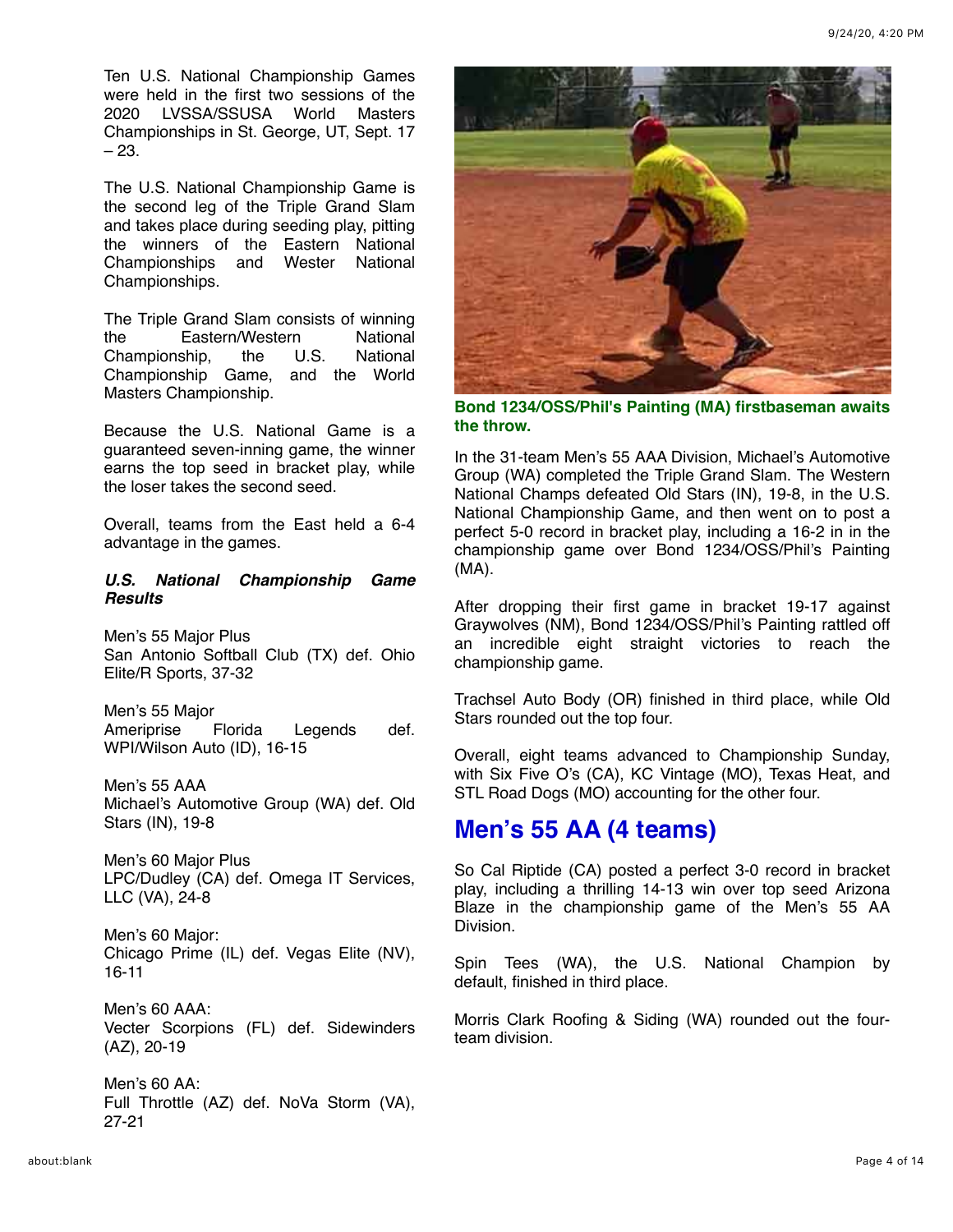Ten U.S. National Championship Games were held in the first two sessions of the 2020 LVSSA/SSUSA World Masters Championships in St. George, UT, Sept. 17 – 23.

The U.S. National Championship Game is the second leg of the Triple Grand Slam and takes place during seeding play, pitting the winners of the Eastern National Championships and Wester National Championships.

The Triple Grand Slam consists of winning the Eastern/Western National Championship, the U.S. National Championship Game, and the World Masters Championship.

Because the U.S. National Game is a guaranteed seven-inning game, the winner earns the top seed in bracket play, while the loser takes the second seed.

Overall, teams from the East held a 6-4 advantage in the games.

***U.S. National Championship Game Results***

Men's 55 Major Plus
San Antonio Softball Club (TX) def. Ohio Elite/R Sports, 37-32

Men's 55 Major
Ameriprise Florida Legends def. WPI/Wilson Auto (ID), 16-15

Men's 55 AAA
Michael's Automotive Group (WA) def. Old Stars (IN), 19-8

Men's 60 Major Plus
LPC/Dudley (CA) def. Omega IT Services, LLC (VA), 24-8

Men's 60 Major:
Chicago Prime (IL) def. Vegas Elite (NV), 16-11

Men's 60 AAA:
Vecter Scorpions (FL) def. Sidewinders (AZ), 20-19

Men's 60 AA:
Full Throttle (AZ) def. NoVa Storm (VA), 27-21

**Bond 1234/OSS/Phil's Painting (MA) firstbaseman awaits the throw.**

In the 31-team Men's 55 AAA Division, Michael's Automotive Group (WA) completed the Triple Grand Slam. The Western National Champs defeated Old Stars (IN), 19-8, in the U.S. National Championship Game, and then went on to post a perfect 5-0 record in bracket play, including a 16-2 in in the championship game over Bond 1234/OSS/Phil's Painting (MA).

After dropping their first game in bracket 19-17 against Graywolves (NM), Bond 1234/OSS/Phil's Painting rattled off an incredible eight straight victories to reach the championship game.

Trachsel Auto Body (OR) finished in third place, while Old Stars rounded out the top four.

Overall, eight teams advanced to Championship Sunday, with Six Five O's (CA), KC Vintage (MO), Texas Heat, and STL Road Dogs (MO) accounting for the other four.

## Men's 55 AA (4 teams)

So Cal Riptide (CA) posted a perfect 3-0 record in bracket play, including a thrilling 14-13 win over top seed Arizona Blaze in the championship game of the Men's 55 AA Division.

Spin Tees (WA), the U.S. National Champion by default, finished in third place.

Morris Clark Roofing & Siding (WA) rounded out the four-team division.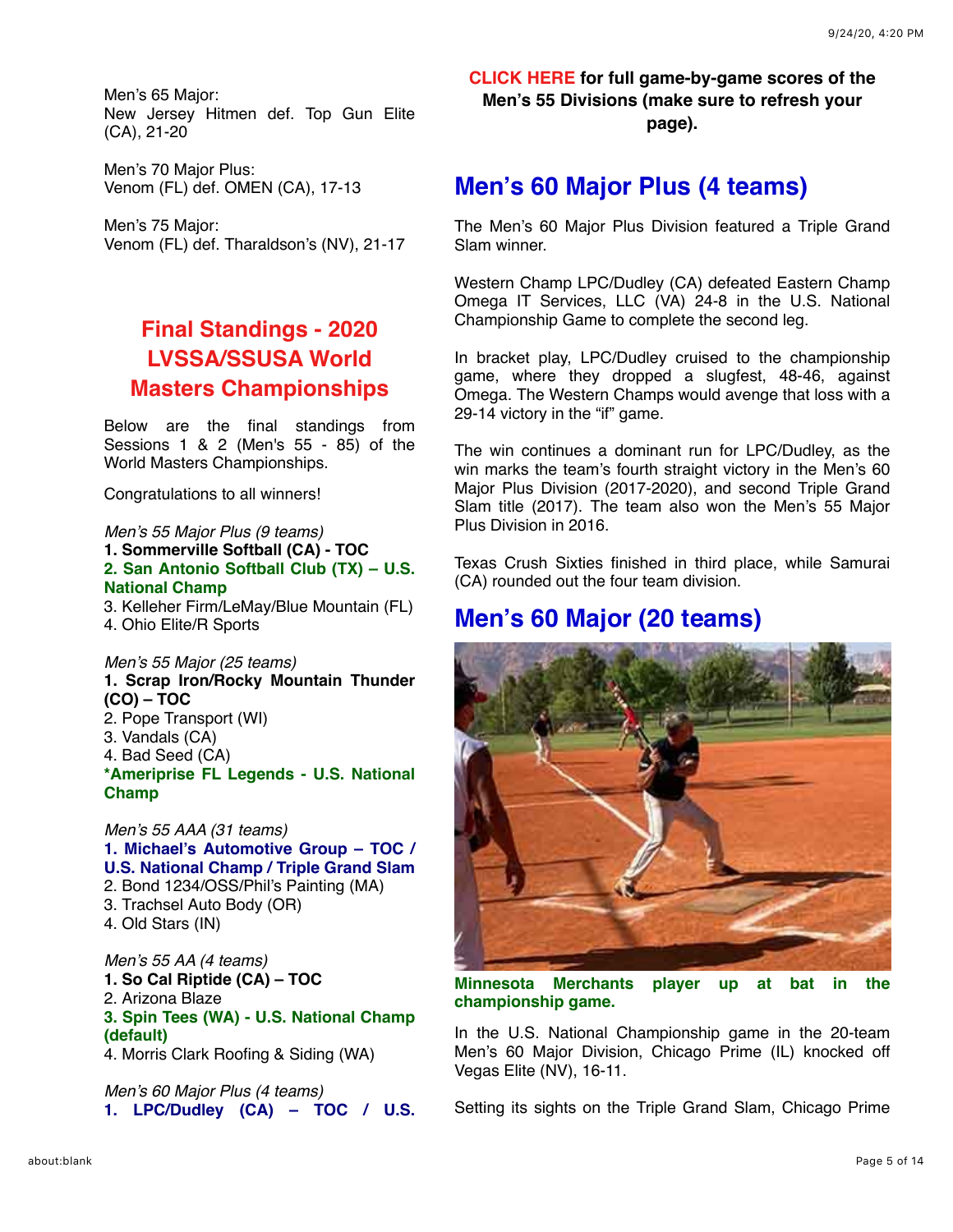Men's 65 Major:
New Jersey Hitmen def. Top Gun Elite (CA), 21-20

Men's 70 Major Plus:
Venom (FL) def. OMEN (CA), 17-13

Men's 75 Major:
Venom (FL) def. Tharaldson's (NV), 21-17

## Final Standings - 2020 LVSSA/SSUSA World Masters Championships

Below are the final standings from Sessions 1 & 2 (Men's 55 - 85) of the World Masters Championships.

Congratulations to all winners!

*Men's 55 Major Plus (9 teams)*
**1. Sommerville Softball (CA) - TOC**
**2. San Antonio Softball Club (TX) – U.S. National Champ**
3. Kelleher Firm/LeMay/Blue Mountain (FL)
4. Ohio Elite/R Sports

*Men's 55 Major (25 teams)*
**1. Scrap Iron/Rocky Mountain Thunder (CO) – TOC**
2. Pope Transport (WI)
3. Vandals (CA)
4. Bad Seed (CA)
**\*Ameriprise FL Legends - U.S. National Champ**

*Men's 55 AAA (31 teams)*
**1. Michael's Automotive Group – TOC / U.S. National Champ / Triple Grand Slam**
2. Bond 1234/OSS/Phil's Painting (MA)
3. Trachsel Auto Body (OR)
4. Old Stars (IN)

*Men's 55 AA (4 teams)*
**1. So Cal Riptide (CA) – TOC**
2. Arizona Blaze
**3. Spin Tees (WA) - U.S. National Champ (default)**
4. Morris Clark Roofing & Siding (WA)

*Men's 60 Major Plus (4 teams)*
**1. LPC/Dudley (CA) – TOC / U.S.**

**CLICK HERE for full game-by-game scores of the Men's 55 Divisions (make sure to refresh your page).**

## Men's 60 Major Plus (4 teams)

The Men's 60 Major Plus Division featured a Triple Grand Slam winner.

Western Champ LPC/Dudley (CA) defeated Eastern Champ Omega IT Services, LLC (VA) 24-8 in the U.S. National Championship Game to complete the second leg.

In bracket play, LPC/Dudley cruised to the championship game, where they dropped a slugfest, 48-46, against Omega. The Western Champs would avenge that loss with a 29-14 victory in the "if" game.

The win continues a dominant run for LPC/Dudley, as the win marks the team's fourth straight victory in the Men's 60 Major Plus Division (2017-2020), and second Triple Grand Slam title (2017). The team also won the Men's 55 Major Plus Division in 2016.

Texas Crush Sixties finished in third place, while Samurai (CA) rounded out the four team division.

## Men's 60 Major (20 teams)

**Minnesota Merchants player up at bat in the championship game.**

In the U.S. National Championship game in the 20-team Men's 60 Major Division, Chicago Prime (IL) knocked off Vegas Elite (NV), 16-11.

Setting its sights on the Triple Grand Slam, Chicago Prime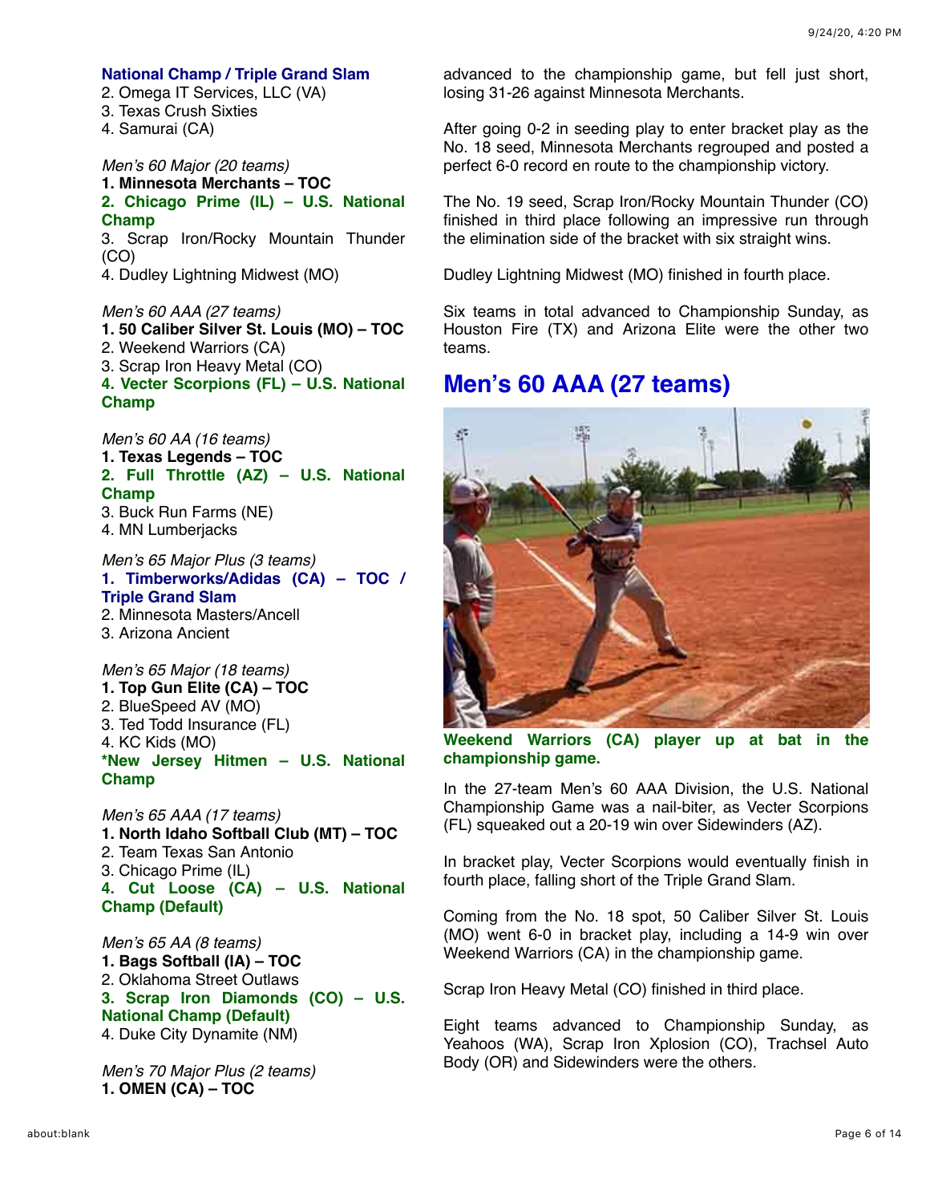**National Champ / Triple Grand Slam**
2. Omega IT Services, LLC (VA)
3. Texas Crush Sixties
4. Samurai (CA)

*Men's 60 Major (20 teams)*
**1. Minnesota Merchants – TOC**
**2. Chicago Prime (IL) – U.S. National Champ**
3. Scrap Iron/Rocky Mountain Thunder (CO)
4. Dudley Lightning Midwest (MO)

*Men's 60 AAA (27 teams)*
**1. 50 Caliber Silver St. Louis (MO) – TOC**
2. Weekend Warriors (CA)
3. Scrap Iron Heavy Metal (CO)
**4. Vecter Scorpions (FL) – U.S. National Champ**

*Men's 60 AA (16 teams)*
**1. Texas Legends – TOC**
**2. Full Throttle (AZ) – U.S. National Champ**
3. Buck Run Farms (NE)
4. MN Lumberjacks

*Men's 65 Major Plus (3 teams)*
**1. Timberworks/Adidas (CA) – TOC / Triple Grand Slam**
2. Minnesota Masters/Ancell
3. Arizona Ancient

*Men's 65 Major (18 teams)*
**1. Top Gun Elite (CA) – TOC**
2. BlueSpeed AV (MO)
3. Ted Todd Insurance (FL)
4. KC Kids (MO)
**\*New Jersey Hitmen – U.S. National Champ**

*Men's 65 AAA (17 teams)*
**1. North Idaho Softball Club (MT) – TOC**
2. Team Texas San Antonio
3. Chicago Prime (IL)
**4. Cut Loose (CA) – U.S. National Champ (Default)**

*Men's 65 AA (8 teams)*
**1. Bags Softball (IA) – TOC**
2. Oklahoma Street Outlaws
**3. Scrap Iron Diamonds (CO) – U.S. National Champ (Default)**
4. Duke City Dynamite (NM)

*Men's 70 Major Plus (2 teams)*
**1. OMEN (CA) – TOC**

advanced to the championship game, but fell just short, losing 31-26 against Minnesota Merchants.

After going 0-2 in seeding play to enter bracket play as the No. 18 seed, Minnesota Merchants regrouped and posted a perfect 6-0 record en route to the championship victory.

The No. 19 seed, Scrap Iron/Rocky Mountain Thunder (CO) finished in third place following an impressive run through the elimination side of the bracket with six straight wins.

Dudley Lightning Midwest (MO) finished in fourth place.

Six teams in total advanced to Championship Sunday, as Houston Fire (TX) and Arizona Elite were the other two teams.

## Men's 60 AAA (27 teams)

**Weekend Warriors (CA) player up at bat in the championship game.**

In the 27-team Men's 60 AAA Division, the U.S. National Championship Game was a nail-biter, as Vecter Scorpions (FL) squeaked out a 20-19 win over Sidewinders (AZ).

In bracket play, Vecter Scorpions would eventually finish in fourth place, falling short of the Triple Grand Slam.

Coming from the No. 18 spot, 50 Caliber Silver St. Louis (MO) went 6-0 in bracket play, including a 14-9 win over Weekend Warriors (CA) in the championship game.

Scrap Iron Heavy Metal (CO) finished in third place.

Eight teams advanced to Championship Sunday, as Yeahoos (WA), Scrap Iron Xplosion (CO), Trachsel Auto Body (OR) and Sidewinders were the others.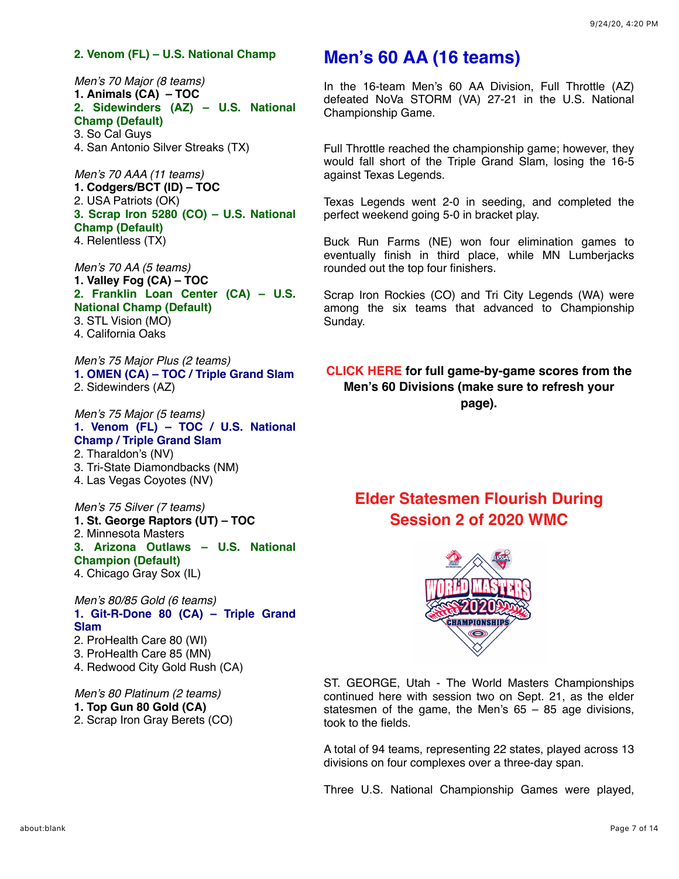**2. Venom (FL) – U.S. National Champ**

*Men's 70 Major (8 teams)*
**1. Animals (CA) – TOC**
**2. Sidewinders (AZ) – U.S. National Champ (Default)**
3. So Cal Guys
4. San Antonio Silver Streaks (TX)

*Men's 70 AAA (11 teams)*
**1. Codgers/BCT (ID) – TOC**
2. USA Patriots (OK)
**3. Scrap Iron 5280 (CO) – U.S. National Champ (Default)**
4. Relentless (TX)

*Men's 70 AA (5 teams)*
**1. Valley Fog (CA) – TOC**
**2. Franklin Loan Center (CA) – U.S. National Champ (Default)**
3. STL Vision (MO)
4. California Oaks

*Men's 75 Major Plus (2 teams)*
**1. OMEN (CA) – TOC / Triple Grand Slam**
2. Sidewinders (AZ)

*Men's 75 Major (5 teams)*
**1. Venom (FL) – TOC / U.S. National Champ / Triple Grand Slam**
2. Tharaldon's (NV)
3. Tri-State Diamondbacks (NM)
4. Las Vegas Coyotes (NV)

*Men's 75 Silver (7 teams)*
**1. St. George Raptors (UT) – TOC**
2. Minnesota Masters
**3. Arizona Outlaws – U.S. National Champion (Default)**
4. Chicago Gray Sox (IL)

*Men's 80/85 Gold (6 teams)*
**1. Git-R-Done 80 (CA) – Triple Grand Slam**
2. ProHealth Care 80 (WI)
3. ProHealth Care 85 (MN)
4. Redwood City Gold Rush (CA)

*Men's 80 Platinum (2 teams)*
**1. Top Gun 80 Gold (CA)**
2. Scrap Iron Gray Berets (CO)

## Men's 60 AA (16 teams)

In the 16-team Men's 60 AA Division, Full Throttle (AZ) defeated NoVa STORM (VA) 27-21 in the U.S. National Championship Game.

Full Throttle reached the championship game; however, they would fall short of the Triple Grand Slam, losing the 16-5 against Texas Legends.

Texas Legends went 2-0 in seeding, and completed the perfect weekend going 5-0 in bracket play.

Buck Run Farms (NE) won four elimination games to eventually finish in third place, while MN Lumberjacks rounded out the top four finishers.

Scrap Iron Rockies (CO) and Tri City Legends (WA) were among the six teams that advanced to Championship Sunday.

**CLICK HERE for full game-by-game scores from the Men's 60 Divisions (make sure to refresh your page).**

## Elder Statesmen Flourish During Session 2 of 2020 WMC

ST. GEORGE, Utah - The World Masters Championships continued here with session two on Sept. 21, as the elder statesmen of the game, the Men's 65 – 85 age divisions, took to the fields.

A total of 94 teams, representing 22 states, played across 13 divisions on four complexes over a three-day span.

Three U.S. National Championship Games were played,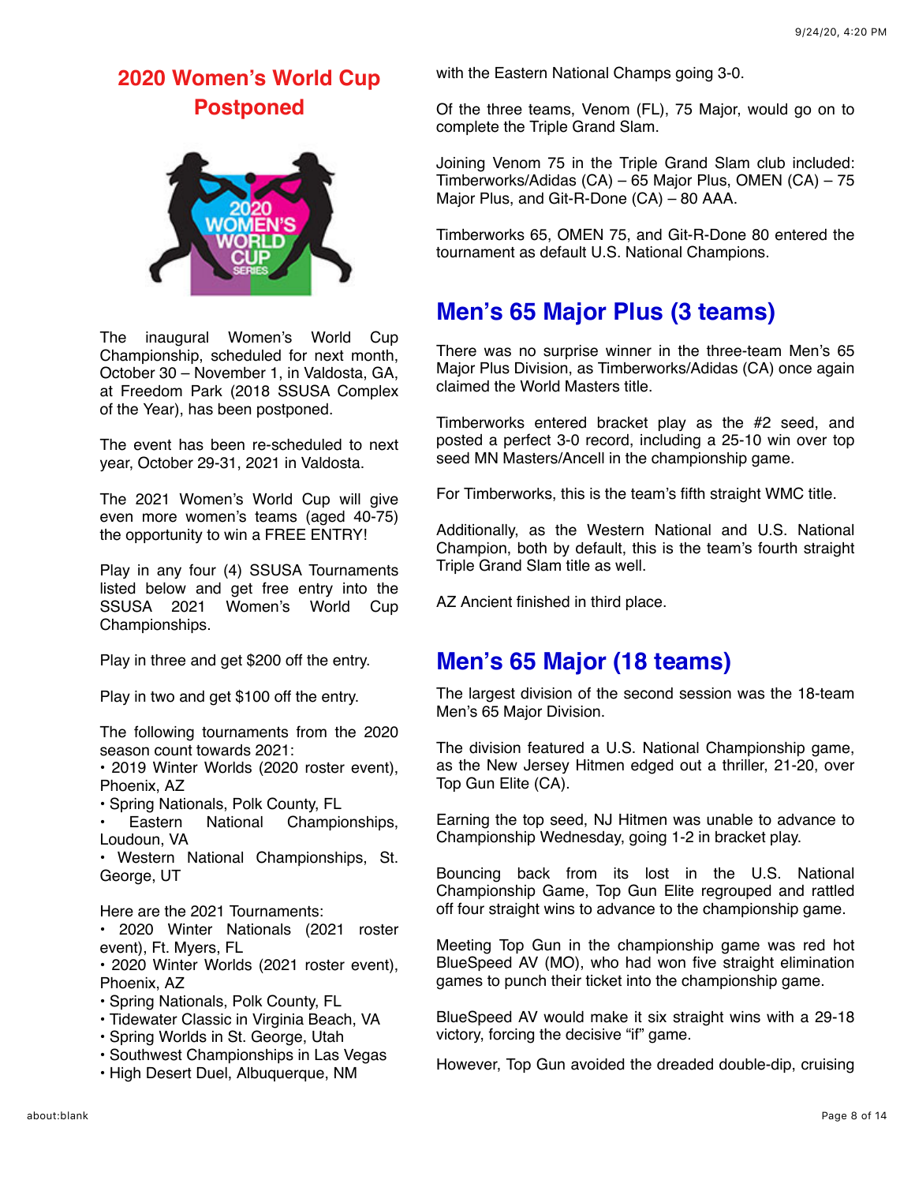## 2020 Women's World Cup Postponed

The inaugural Women's World Cup Championship, scheduled for next month, October 30 – November 1, in Valdosta, GA, at Freedom Park (2018 SSUSA Complex of the Year), has been postponed.

The event has been re-scheduled to next year, October 29-31, 2021 in Valdosta.

The 2021 Women's World Cup will give even more women's teams (aged 40-75) the opportunity to win a FREE ENTRY!

Play in any four (4) SSUSA Tournaments listed below and get free entry into the SSUSA 2021 Women's World Cup Championships.

Play in three and get $200 off the entry.

Play in two and get $100 off the entry.

The following tournaments from the 2020 season count towards 2021:

- 2019 Winter Worlds (2020 roster event), Phoenix, AZ
- Spring Nationals, Polk County, FL
- Eastern National Championships, Loudoun, VA
- Western National Championships, St. George, UT

Here are the 2021 Tournaments:

- 2020 Winter Nationals (2021 roster event), Ft. Myers, FL
- 2020 Winter Worlds (2021 roster event), Phoenix, AZ
- Spring Nationals, Polk County, FL
- Tidewater Classic in Virginia Beach, VA
- Spring Worlds in St. George, Utah
- Southwest Championships in Las Vegas
- High Desert Duel, Albuquerque, NM

with the Eastern National Champs going 3-0.

Of the three teams, Venom (FL), 75 Major, would go on to complete the Triple Grand Slam.

Joining Venom 75 in the Triple Grand Slam club included: Timberworks/Adidas (CA) – 65 Major Plus, OMEN (CA) – 75 Major Plus, and Git-R-Done (CA) – 80 AAA.

Timberworks 65, OMEN 75, and Git-R-Done 80 entered the tournament as default U.S. National Champions.

## Men's 65 Major Plus (3 teams)

There was no surprise winner in the three-team Men's 65 Major Plus Division, as Timberworks/Adidas (CA) once again claimed the World Masters title.

Timberworks entered bracket play as the #2 seed, and posted a perfect 3-0 record, including a 25-10 win over top seed MN Masters/Ancell in the championship game.

For Timberworks, this is the team's fifth straight WMC title.

Additionally, as the Western National and U.S. National Champion, both by default, this is the team's fourth straight Triple Grand Slam title as well.

AZ Ancient finished in third place.

## Men's 65 Major (18 teams)

The largest division of the second session was the 18-team Men's 65 Major Division.

The division featured a U.S. National Championship game, as the New Jersey Hitmen edged out a thriller, 21-20, over Top Gun Elite (CA).

Earning the top seed, NJ Hitmen was unable to advance to Championship Wednesday, going 1-2 in bracket play.

Bouncing back from its lost in the U.S. National Championship Game, Top Gun Elite regrouped and rattled off four straight wins to advance to the championship game.

Meeting Top Gun in the championship game was red hot BlueSpeed AV (MO), who had won five straight elimination games to punch their ticket into the championship game.

BlueSpeed AV would make it six straight wins with a 29-18 victory, forcing the decisive "if" game.

However, Top Gun avoided the dreaded double-dip, cruising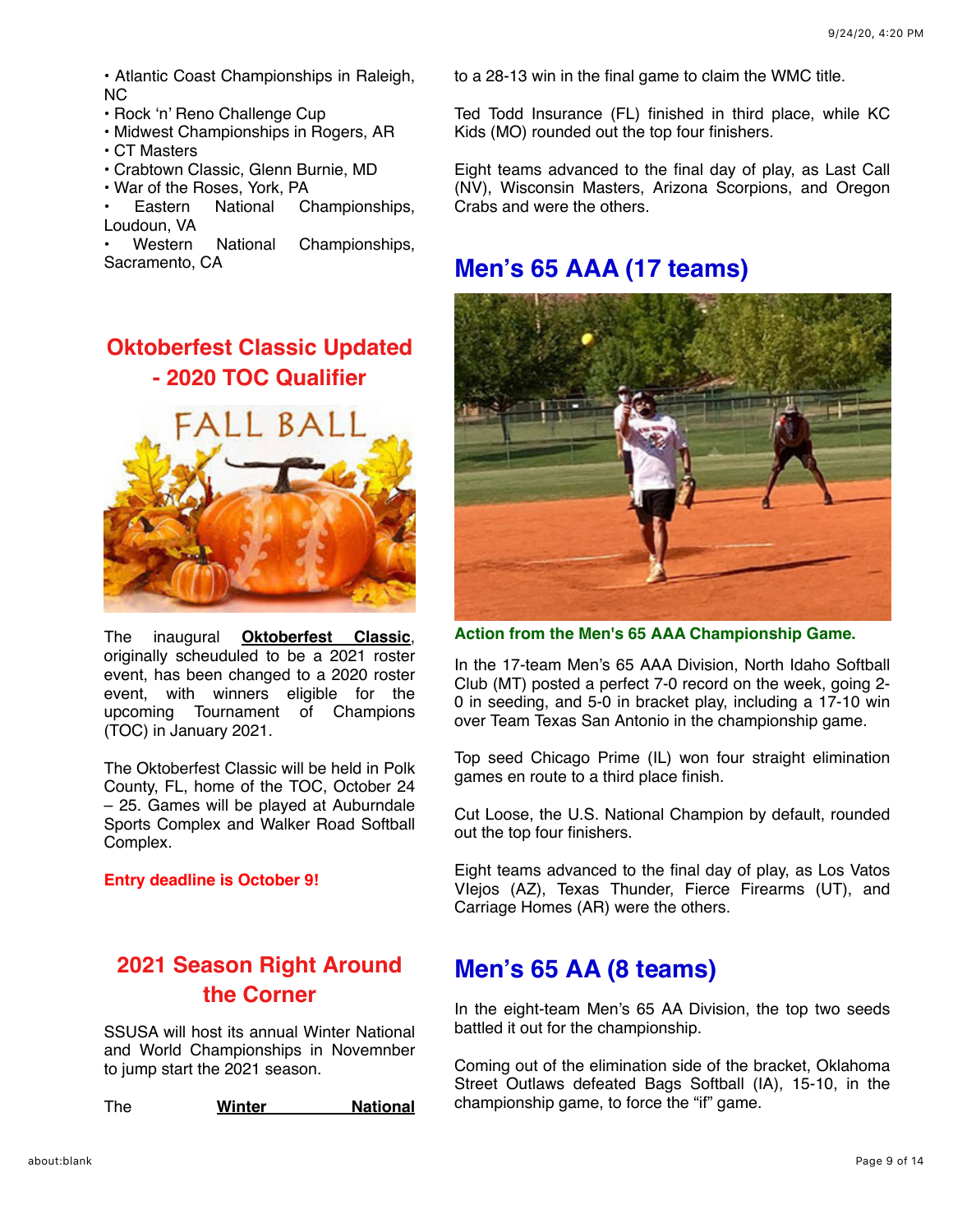- Atlantic Coast Championships in Raleigh, NC
- Rock 'n' Reno Challenge Cup
- Midwest Championships in Rogers, AR
- CT Masters
- Crabtown Classic, Glenn Burnie, MD
- War of the Roses, York, PA
- Eastern National Championships, Loudoun, VA
- Western National Championships, Sacramento, CA

## Oktoberfest Classic Updated - 2020 TOC Qualifier

The inaugural **Oktoberfest Classic**, originally scheuduled to be a 2021 roster event, has been changed to a 2020 roster event, with winners eligible for the upcoming Tournament of Champions (TOC) in January 2021.

The Oktoberfest Classic will be held in Polk County, FL, home of the TOC, October 24 – 25. Games will be played at Auburndale Sports Complex and Walker Road Softball Complex.

**Entry deadline is October 9!**

## 2021 Season Right Around the Corner

SSUSA will host its annual Winter National and World Championships in Novemnber to jump start the 2021 season.

The **Winter National**

to a 28-13 win in the final game to claim the WMC title.

Ted Todd Insurance (FL) finished in third place, while KC Kids (MO) rounded out the top four finishers.

Eight teams advanced to the final day of play, as Last Call (NV), Wisconsin Masters, Arizona Scorpions, and Oregon Crabs and were the others.

## Men's 65 AAA (17 teams)

**Action from the Men's 65 AAA Championship Game.**

In the 17-team Men's 65 AAA Division, North Idaho Softball Club (MT) posted a perfect 7-0 record on the week, going 2-0 in seeding, and 5-0 in bracket play, including a 17-10 win over Team Texas San Antonio in the championship game.

Top seed Chicago Prime (IL) won four straight elimination games en route to a third place finish.

Cut Loose, the U.S. National Champion by default, rounded out the top four finishers.

Eight teams advanced to the final day of play, as Los Vatos VIejos (AZ), Texas Thunder, Fierce Firearms (UT), and Carriage Homes (AR) were the others.

## Men's 65 AA (8 teams)

In the eight-team Men's 65 AA Division, the top two seeds battled it out for the championship.

Coming out of the elimination side of the bracket, Oklahoma Street Outlaws defeated Bags Softball (IA), 15-10, in the championship game, to force the "if" game.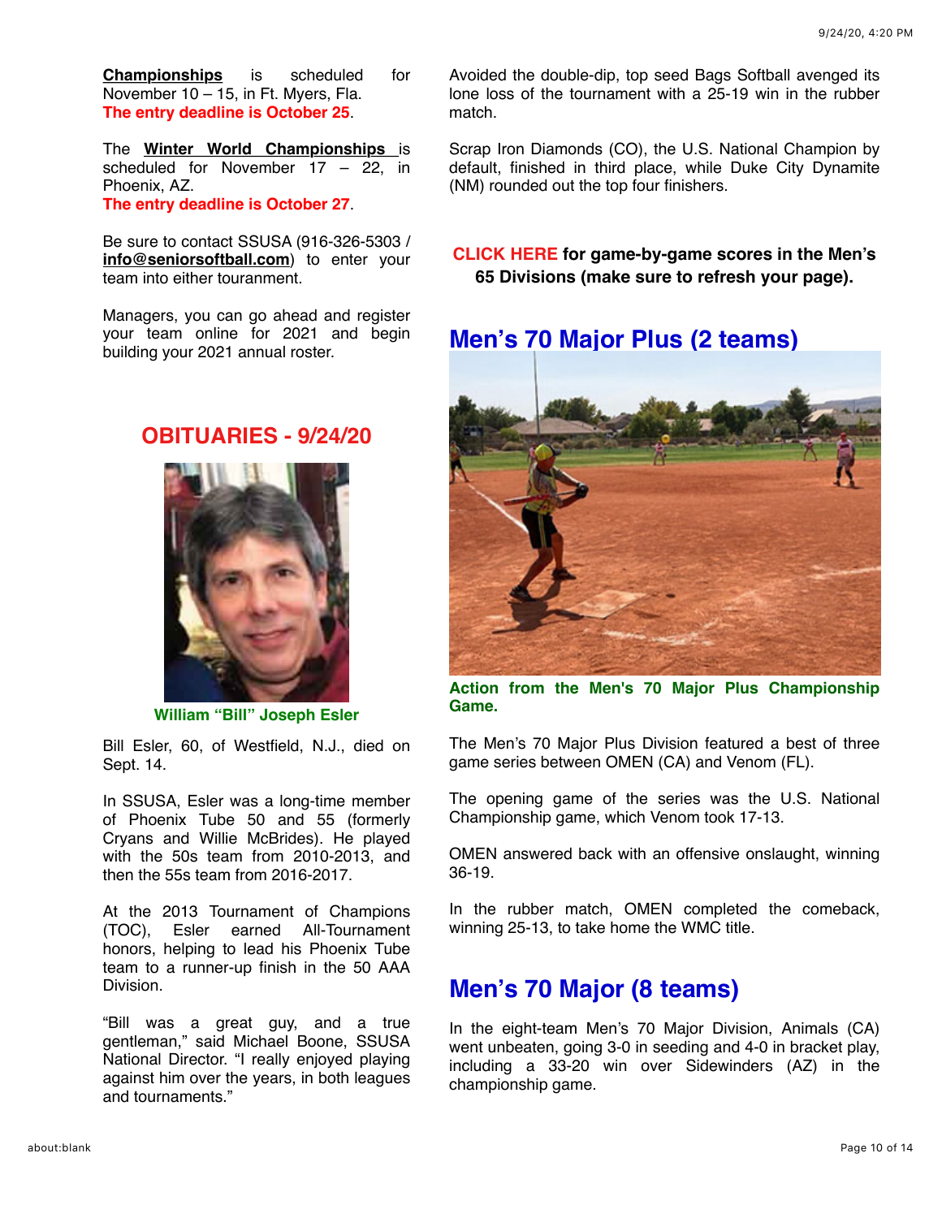**Championships** is scheduled for November 10 – 15, in Ft. Myers, Fla.
**The entry deadline is October 25**.

The **Winter World Championships** is scheduled for November 17 – 22, in Phoenix, AZ.
**The entry deadline is October 27**.

Be sure to contact SSUSA (916-326-5303 / **info@seniorsoftball.com**) to enter your team into either tournament.

Managers, you can go ahead and register your team online for 2021 and begin building your 2021 annual roster.

## OBITUARIES - 9/24/20

**William "Bill" Joseph Esler**

Bill Esler, 60, of Westfield, N.J., died on Sept. 14.

In SSUSA, Esler was a long-time member of Phoenix Tube 50 and 55 (formerly Cryans and Willie McBrides). He played with the 50s team from 2010-2013, and then the 55s team from 2016-2017.

At the 2013 Tournament of Champions (TOC), Esler earned All-Tournament honors, helping to lead his Phoenix Tube team to a runner-up finish in the 50 AAA Division.

"Bill was a great guy, and a true gentleman," said Michael Boone, SSUSA National Director. "I really enjoyed playing against him over the years, in both leagues and tournaments."

Avoided the double-dip, top seed Bags Softball avenged its lone loss of the tournament with a 25-19 win in the rubber match.

Scrap Iron Diamonds (CO), the U.S. National Champion by default, finished in third place, while Duke City Dynamite (NM) rounded out the top four finishers.

**CLICK HERE for game-by-game scores in the Men's 65 Divisions (make sure to refresh your page).**

## Men's 70 Major Plus (2 teams)

**Action from the Men's 70 Major Plus Championship Game.**

The Men's 70 Major Plus Division featured a best of three game series between OMEN (CA) and Venom (FL).

The opening game of the series was the U.S. National Championship game, which Venom took 17-13.

OMEN answered back with an offensive onslaught, winning 36-19.

In the rubber match, OMEN completed the comeback, winning 25-13, to take home the WMC title.

## Men's 70 Major (8 teams)

In the eight-team Men's 70 Major Division, Animals (CA) went unbeaten, going 3-0 in seeding and 4-0 in bracket play, including a 33-20 win over Sidewinders (AZ) in the championship game.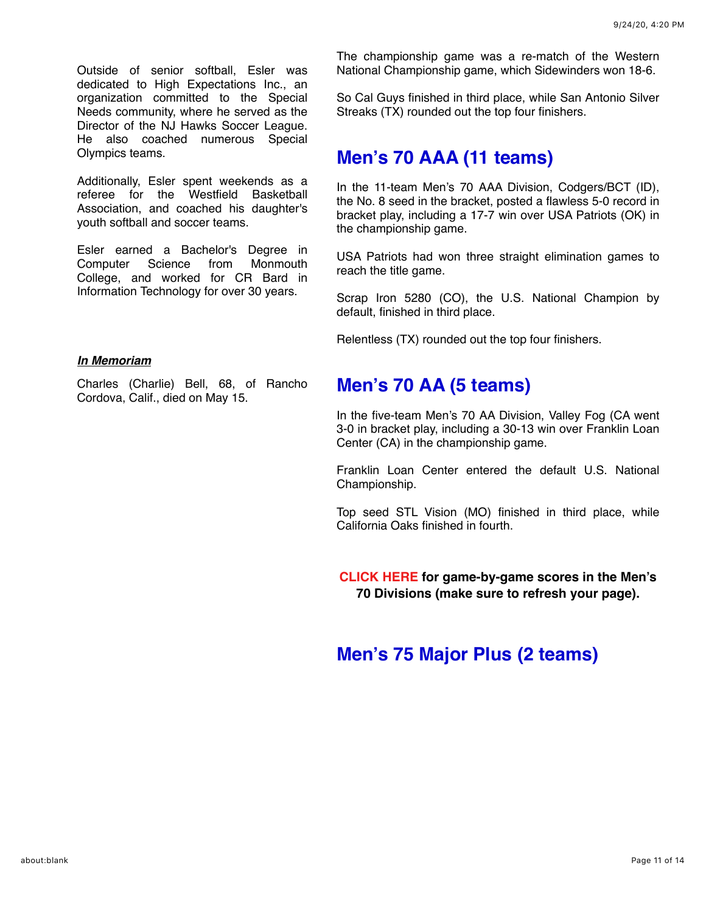Outside of senior softball, Esler was dedicated to High Expectations Inc., an organization committed to the Special Needs community, where he served as the Director of the NJ Hawks Soccer League. He also coached numerous Special Olympics teams.

Additionally, Esler spent weekends as a referee for the Westfield Basketball Association, and coached his daughter's youth softball and soccer teams.

Esler earned a Bachelor's Degree in Computer Science from Monmouth College, and worked for CR Bard in Information Technology for over 30 years.

***In Memoriam***

Charles (Charlie) Bell, 68, of Rancho Cordova, Calif., died on May 15.

The championship game was a re-match of the Western National Championship game, which Sidewinders won 18-6.

So Cal Guys finished in third place, while San Antonio Silver Streaks (TX) rounded out the top four finishers.

## Men's 70 AAA (11 teams)

In the 11-team Men's 70 AAA Division, Codgers/BCT (ID), the No. 8 seed in the bracket, posted a flawless 5-0 record in bracket play, including a 17-7 win over USA Patriots (OK) in the championship game.

USA Patriots had won three straight elimination games to reach the title game.

Scrap Iron 5280 (CO), the U.S. National Champion by default, finished in third place.

Relentless (TX) rounded out the top four finishers.

## Men's 70 AA (5 teams)

In the five-team Men's 70 AA Division, Valley Fog (CA went 3-0 in bracket play, including a 30-13 win over Franklin Loan Center (CA) in the championship game.

Franklin Loan Center entered the default U.S. National Championship.

Top seed STL Vision (MO) finished in third place, while California Oaks finished in fourth.

**CLICK HERE for game-by-game scores in the Men's 70 Divisions (make sure to refresh your page).**

## Men's 75 Major Plus (2 teams)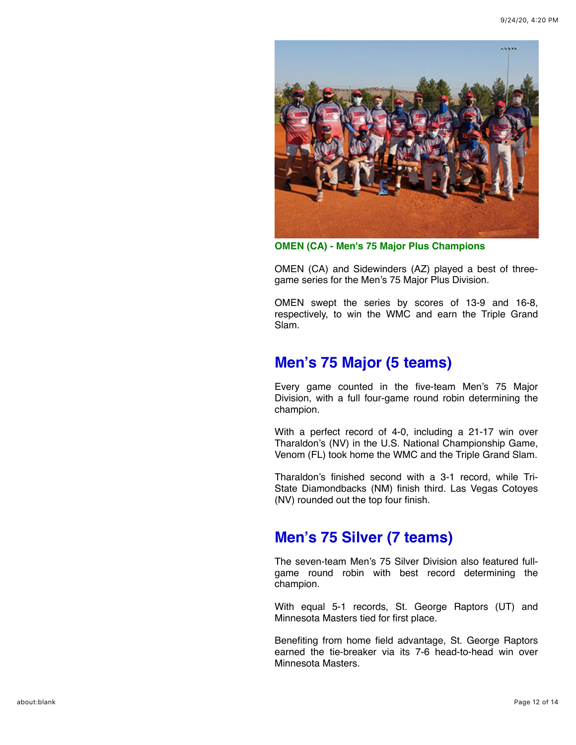**OMEN (CA) - Men's 75 Major Plus Champions**

OMEN (CA) and Sidewinders (AZ) played a best of three-game series for the Men's 75 Major Plus Division.

OMEN swept the series by scores of 13-9 and 16-8, respectively, to win the WMC and earn the Triple Grand Slam.

## Men's 75 Major (5 teams)

Every game counted in the five-team Men's 75 Major Division, with a full four-game round robin determining the champion.

With a perfect record of 4-0, including a 21-17 win over Tharaldon's (NV) in the U.S. National Championship Game, Venom (FL) took home the WMC and the Triple Grand Slam.

Tharaldon's finished second with a 3-1 record, while Tri-State Diamondbacks (NM) finish third. Las Vegas Cotoyes (NV) rounded out the top four finish.

## Men's 75 Silver (7 teams)

The seven-team Men's 75 Silver Division also featured full-game round robin with best record determining the champion.

With equal 5-1 records, St. George Raptors (UT) and Minnesota Masters tied for first place.

Benefiting from home field advantage, St. George Raptors earned the tie-breaker via its 7-6 head-to-head win over Minnesota Masters.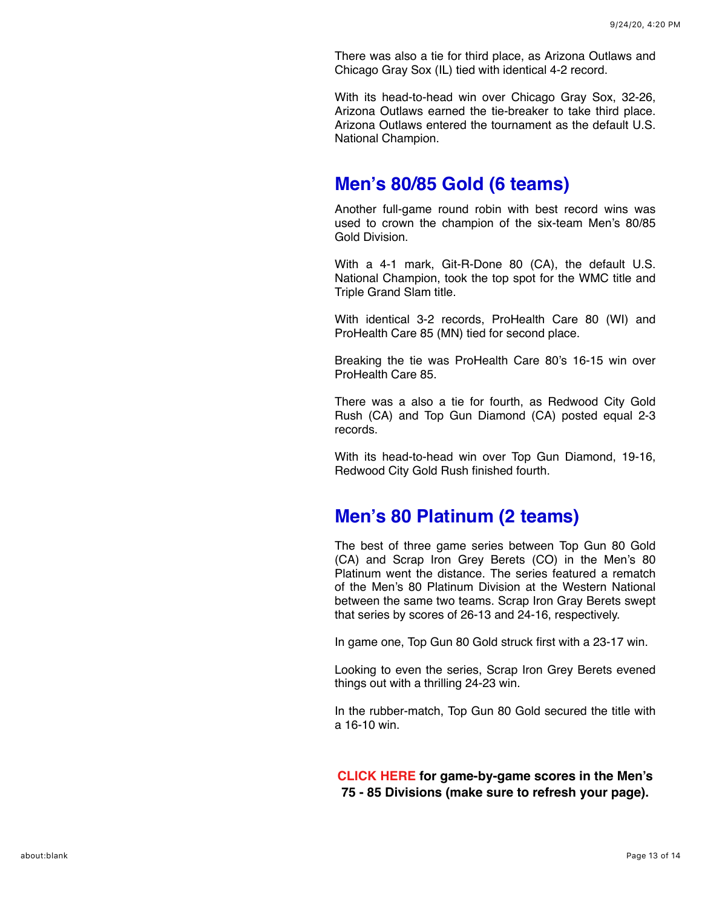There was also a tie for third place, as Arizona Outlaws and Chicago Gray Sox (IL) tied with identical 4-2 record.

With its head-to-head win over Chicago Gray Sox, 32-26, Arizona Outlaws earned the tie-breaker to take third place. Arizona Outlaws entered the tournament as the default U.S. National Champion.

## Men's 80/85 Gold (6 teams)

Another full-game round robin with best record wins was used to crown the champion of the six-team Men's 80/85 Gold Division.

With a 4-1 mark, Git-R-Done 80 (CA), the default U.S. National Champion, took the top spot for the WMC title and Triple Grand Slam title.

With identical 3-2 records, ProHealth Care 80 (WI) and ProHealth Care 85 (MN) tied for second place.

Breaking the tie was ProHealth Care 80's 16-15 win over ProHealth Care 85.

There was a also a tie for fourth, as Redwood City Gold Rush (CA) and Top Gun Diamond (CA) posted equal 2-3 records.

With its head-to-head win over Top Gun Diamond, 19-16, Redwood City Gold Rush finished fourth.

## Men's 80 Platinum (2 teams)

The best of three game series between Top Gun 80 Gold (CA) and Scrap Iron Grey Berets (CO) in the Men's 80 Platinum went the distance. The series featured a rematch of the Men's 80 Platinum Division at the Western National between the same two teams. Scrap Iron Gray Berets swept that series by scores of 26-13 and 24-16, respectively.

In game one, Top Gun 80 Gold struck first with a 23-17 win.

Looking to even the series, Scrap Iron Grey Berets evened things out with a thrilling 24-23 win.

In the rubber-match, Top Gun 80 Gold secured the title with a 16-10 win.

**CLICK HERE for game-by-game scores in the Men's 75 - 85 Divisions (make sure to refresh your page).**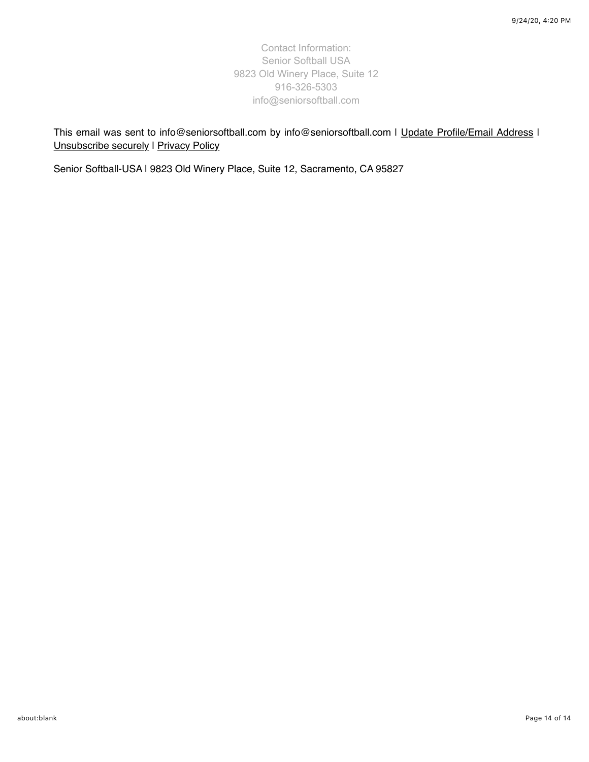Contact Information:
Senior Softball USA
9823 Old Winery Place, Suite 12
916-326-5303
info@seniorsoftball.com

This email was sent to info@seniorsoftball.com by info@seniorsoftball.com | Update Profile/Email Address | Unsubscribe securely | Privacy Policy

Senior Softball-USA | 9823 Old Winery Place, Suite 12, Sacramento, CA 95827